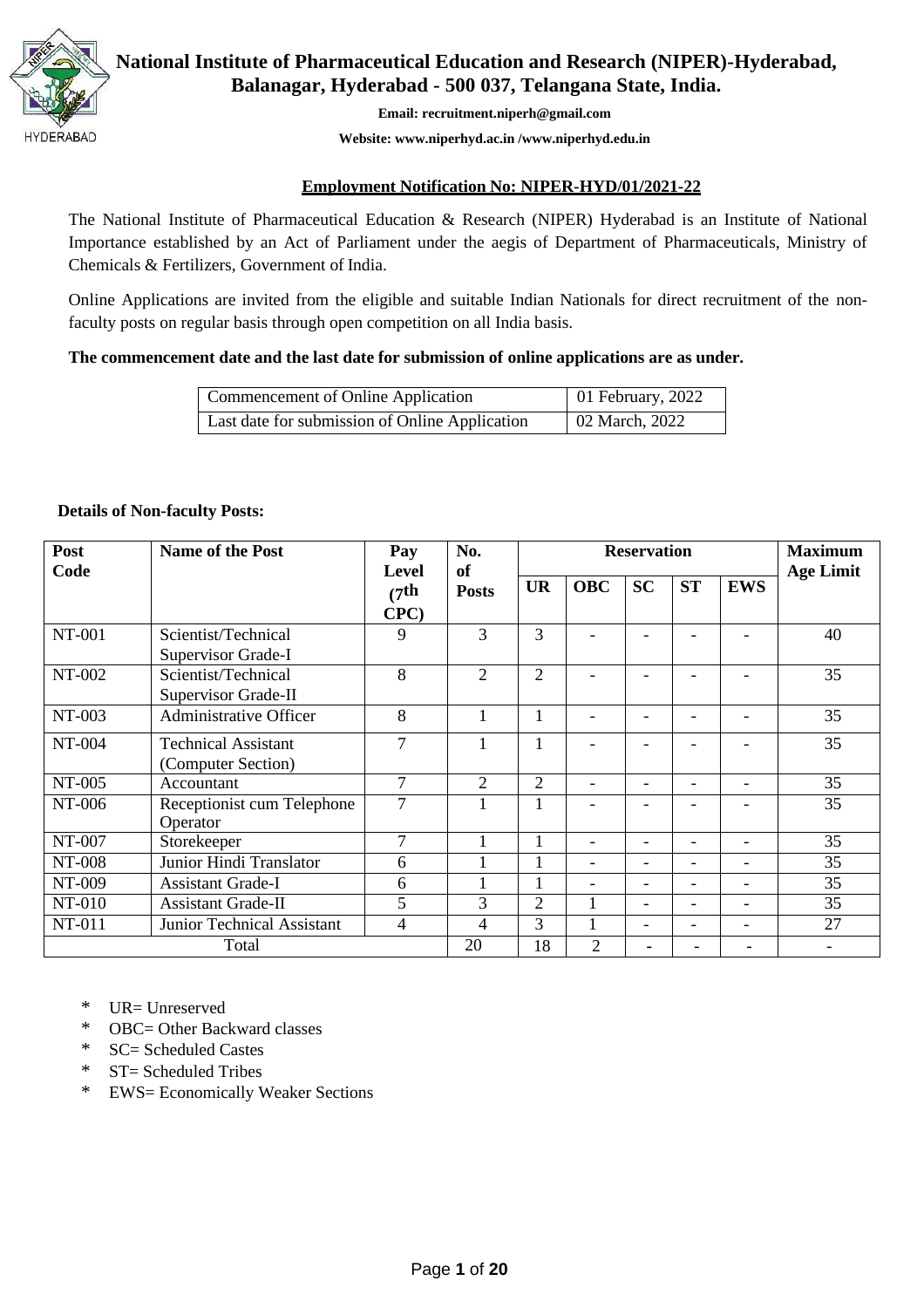# National Institute of Pharmaceutical Education and Research (NIPER)-Hyderabad, Balanagar, Hyderabad - 500 037, Telangana State, India.

**Email: recruitment.niperh@gmail.com**

**Website: www.niperhyd.ac.in /www.niperhyd.edu.in**

## Employment Notification No: NIPER-HYD/01/2021-22

The National Institute of Pharmaceutical Education & Research (NIPER) Hyderabad is an Institute of National Importance established by an Act of Parliament under the aegis of Department of Pharmaceuticals, Ministry of Chemicals & Fertilizers, Government of India.

Online Applications are invited from the eligible and suitable Indian Nationals for direct recruitment of the non-faculty posts on regular basis through open competition on all India basis.

**The commencement date and the last date for submission of online applications are as under.**

| Commencement of Online Application | 01 February, 2022 |
|---|---|
| Last date for submission of Online Application | 02 March, 2022 |

**Details of Non-faculty Posts:**

| Post Code | Name of the Post | Pay Level (7th CPC) | No. of Posts | Reservation | | | | | Maximum Age Limit |
|---|---|---|---|---|---|---|---|---|---|
| | | | | UR | OBC | SC | ST | EWS | |
| NT-001 | Scientist/Technical Supervisor Grade-I | 9 | 3 | 3 | - | - | - | - | 40 |
| NT-002 | Scientist/Technical Supervisor Grade-II | 8 | 2 | 2 | - | - | - | - | 35 |
| NT-003 | Administrative Officer | 8 | 1 | 1 | - | - | - | - | 35 |
| NT-004 | Technical Assistant (Computer Section) | 7 | 1 | 1 | - | - | - | - | 35 |
| NT-005 | Accountant | 7 | 2 | 2 | - | - | - | - | 35 |
| NT-006 | Receptionist cum Telephone Operator | 7 | 1 | 1 | - | - | - | - | 35 |
| NT-007 | Storekeeper | 7 | 1 | 1 | - | - | - | - | 35 |
| NT-008 | Junior Hindi Translator | 6 | 1 | 1 | - | - | - | - | 35 |
| NT-009 | Assistant Grade-I | 6 | 1 | 1 | - | - | - | - | 35 |
| NT-010 | Assistant Grade-II | 5 | 3 | 2 | 1 | - | - | - | 35 |
| NT-011 | Junior Technical Assistant | 4 | 4 | 3 | 1 | - | - | - | 27 |
| Total | | | 20 | 18 | 2 | - | - | - | - |

- \* UR= Unreserved
- \* OBC= Other Backward classes
- \* SC= Scheduled Castes
- \* ST= Scheduled Tribes
- \* EWS= Economically Weaker Sections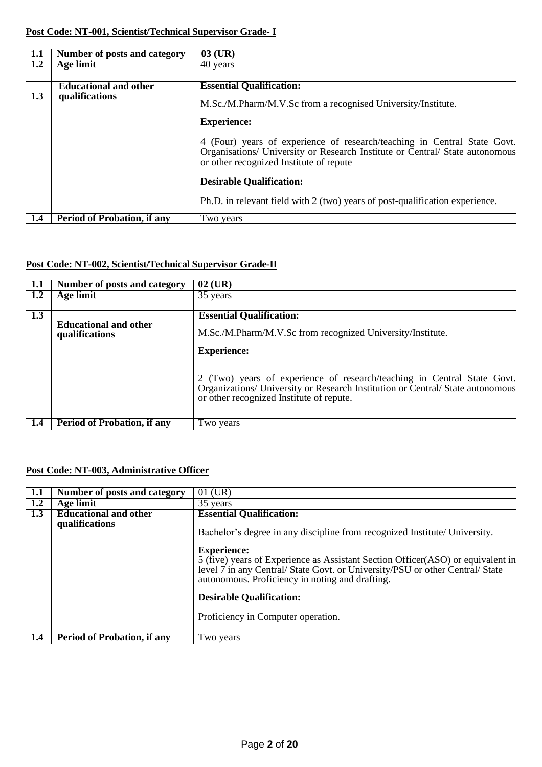**Post Code: NT-001, Scientist/Technical Supervisor Grade- I**

| | | |
|---|---|---|
| **1.1** | **Number of posts and category** | **03 (UR)** |
| **1.2** | **Age limit** | 40 years |
| **1.3** | **Educational and other qualifications** | **Essential Qualification:**<br><br>M.Sc./M.Pharm/M.V.Sc from a recognised University/Institute.<br><br>**Experience:**<br><br>4 (Four) years of experience of research/teaching in Central State Govt. Organisations/ University or Research Institute or Central/ State autonomous or other recognized Institute of repute<br><br>**Desirable Qualification:**<br><br>Ph.D. in relevant field with 2 (two) years of post-qualification experience. |
| **1.4** | **Period of Probation, if any** | Two years |

**Post Code: NT-002, Scientist/Technical Supervisor Grade-II**

| | | |
|---|---|---|
| **1.1** | **Number of posts and category** | **02 (UR)** |
| **1.2** | **Age limit** | 35 years |
| **1.3** | **Educational and other qualifications** | **Essential Qualification:**<br><br>M.Sc./M.Pharm/M.V.Sc from recognized University/Institute.<br><br>**Experience:**<br><br>2 (Two) years of experience of research/teaching in Central State Govt. Organizations/ University or Research Institution or Central/ State autonomous or other recognized Institute of repute. |
| **1.4** | **Period of Probation, if any** | Two years |

**Post Code: NT-003, Administrative Officer**

| | | |
|---|---|---|
| **1.1** | **Number of posts and category** | 01 (UR) |
| **1.2** | **Age limit** | 35 years |
| **1.3** | **Educational and other qualifications** | **Essential Qualification:**<br><br>Bachelor's degree in any discipline from recognized Institute/ University.<br><br>**Experience:**<br>5 (five) years of Experience as Assistant Section Officer(ASO) or equivalent in level 7 in any Central/ State Govt. or University/PSU or other Central/ State autonomous. Proficiency in noting and drafting.<br><br>**Desirable Qualification:**<br><br>Proficiency in Computer operation. |
| **1.4** | **Period of Probation, if any** | Two years |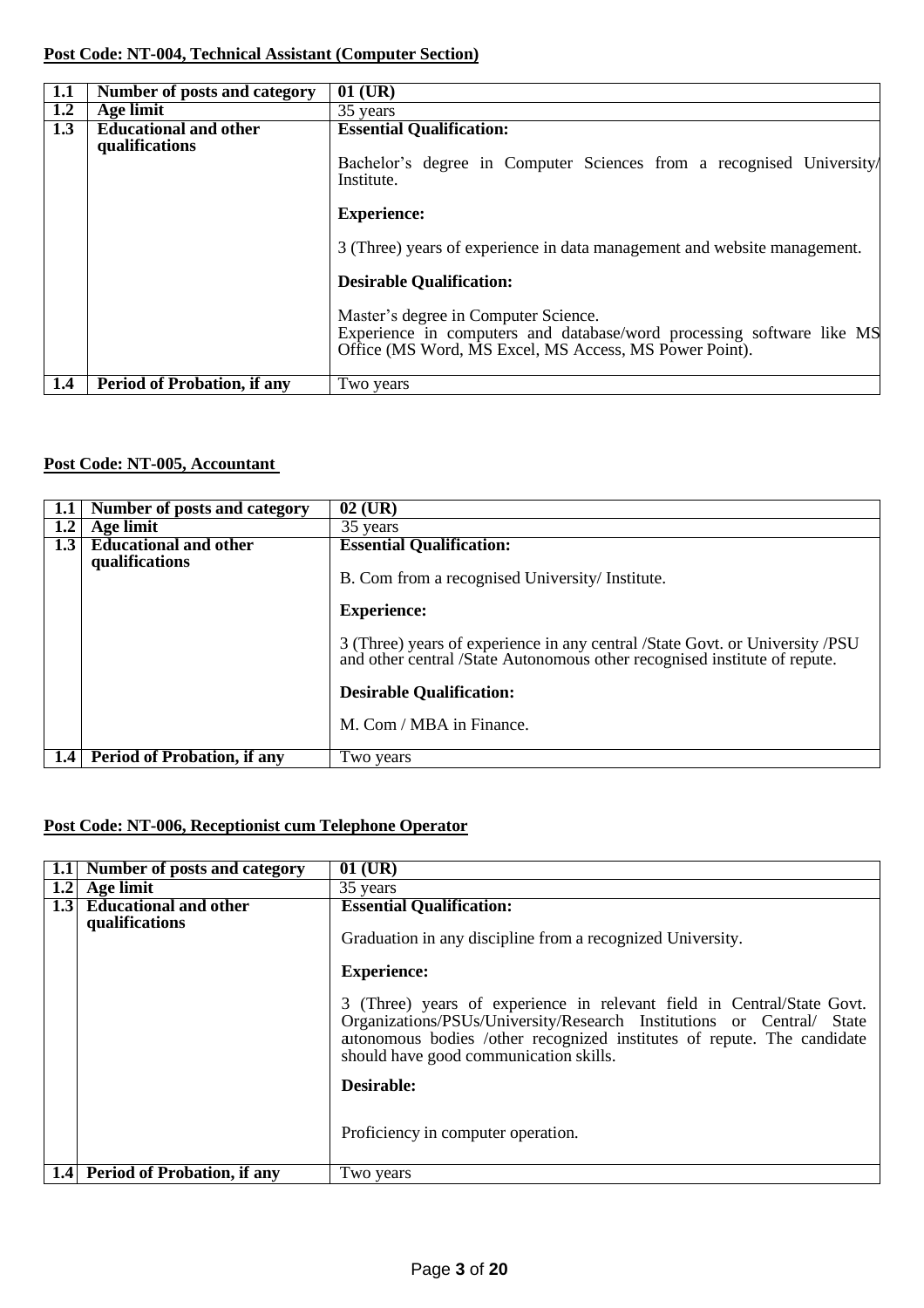**Post Code: NT-004, Technical Assistant (Computer Section)**

| | | |
|---|---|---|
| **1.1** | **Number of posts and category** | **01 (UR)** |
| **1.2** | **Age limit** | 35 years |
| **1.3** | **Educational and other qualifications** | **Essential Qualification:**<br><br>Bachelor's degree in Computer Sciences from a recognised University/ Institute.<br><br>**Experience:**<br><br>3 (Three) years of experience in data management and website management.<br><br>**Desirable Qualification:**<br><br>Master's degree in Computer Science.<br>Experience in computers and database/word processing software like MS Office (MS Word, MS Excel, MS Access, MS Power Point). |
| **1.4** | **Period of Probation, if any** | Two years |

**Post Code: NT-005, Accountant**

| | | |
|---|---|---|
| **1.1** | **Number of posts and category** | **02 (UR)** |
| **1.2** | **Age limit** | 35 years |
| **1.3** | **Educational and other qualifications** | **Essential Qualification:**<br><br>B. Com from a recognised University/ Institute.<br><br>**Experience:**<br><br>3 (Three) years of experience in any central /State Govt. or University /PSU and other central /State Autonomous other recognised institute of repute.<br><br>**Desirable Qualification:**<br><br>M. Com / MBA in Finance. |
| **1.4** | **Period of Probation, if any** | Two years |

**Post Code: NT-006, Receptionist cum Telephone Operator**

| | | |
|---|---|---|
| **1.1** | **Number of posts and category** | **01 (UR)** |
| **1.2** | **Age limit** | 35 years |
| **1.3** | **Educational and other qualifications** | **Essential Qualification:**<br><br>Graduation in any discipline from a recognized University.<br><br>**Experience:**<br><br>3 (Three) years of experience in relevant field in Central/State Govt. Organizations/PSUs/University/Research Institutions or Central/ State autonomous bodies /other recognized institutes of repute. The candidate should have good communication skills.<br><br>**Desirable:**<br><br>Proficiency in computer operation. |
| **1.4** | **Period of Probation, if any** | Two years |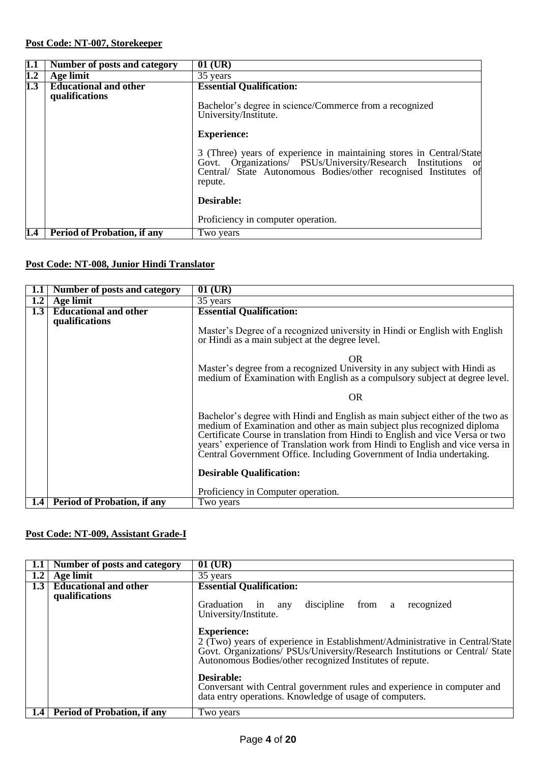**Post Code: NT-007, Storekeeper**

| | | |
|---|---|---|
| **1.1** | **Number of posts and category** | **01 (UR)** |
| **1.2** | **Age limit** | 35 years |
| **1.3** | **Educational and other qualifications** | **Essential Qualification:**<br><br>Bachelor's degree in science/Commerce from a recognized University/Institute.<br><br>**Experience:**<br><br>3 (Three) years of experience in maintaining stores in Central/State Govt. Organizations/ PSUs/University/Research Institutions or Central/ State Autonomous Bodies/other recognised Institutes of repute.<br><br>**Desirable:**<br><br>Proficiency in computer operation. |
| **1.4** | **Period of Probation, if any** | Two years |

**Post Code: NT-008, Junior Hindi Translator**

| | | |
|---|---|---|
| **1.1** | **Number of posts and category** | **01 (UR)** |
| **1.2** | **Age limit** | 35 years |
| **1.3** | **Educational and other qualifications** | **Essential Qualification:**<br><br>Master's Degree of a recognized university in Hindi or English with English or Hindi as a main subject at the degree level.<br><br>OR<br><br>Master's degree from a recognized University in any subject with Hindi as medium of Examination with English as a compulsory subject at degree level.<br><br>OR<br><br>Bachelor's degree with Hindi and English as main subject either of the two as medium of Examination and other as main subject plus recognized diploma Certificate Course in translation from Hindi to English and vice Versa or two years' experience of Translation work from Hindi to English and vice versa in Central Government Office. Including Government of India undertaking.<br><br>**Desirable Qualification:**<br><br>Proficiency in Computer operation. |
| **1.4** | **Period of Probation, if any** | Two years |

**Post Code: NT-009, Assistant Grade-I**

| | | |
|---|---|---|
| **1.1** | **Number of posts and category** | **01 (UR)** |
| **1.2** | **Age limit** | 35 years |
| **1.3** | **Educational and other qualifications** | **Essential Qualification:**<br><br>Graduation in any discipline from a recognized University/Institute.<br><br>**Experience:**<br>2 (Two) years of experience in Establishment/Administrative in Central/State Govt. Organizations/ PSUs/University/Research Institutions or Central/ State Autonomous Bodies/other recognized Institutes of repute.<br><br>**Desirable:**<br>Conversant with Central government rules and experience in computer and data entry operations. Knowledge of usage of computers. |
| **1.4** | **Period of Probation, if any** | Two years |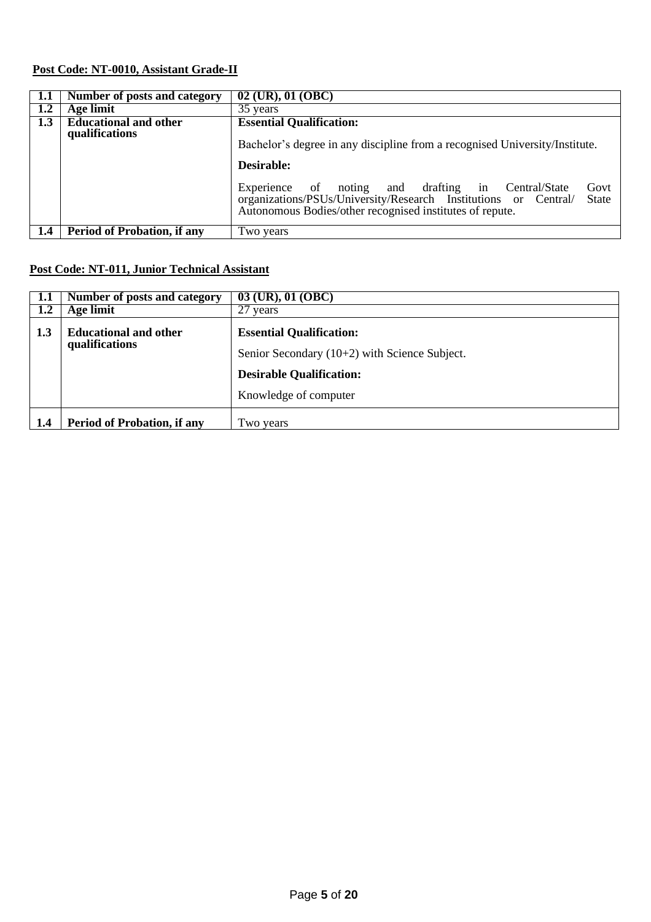**Post Code: NT-0010, Assistant Grade-II**

| 1.1 | Number of posts and category | 02 (UR), 01 (OBC) |
|---|---|---|
| 1.2 | Age limit | 35 years |
| 1.3 | Educational and other qualifications | **Essential Qualification:**<br><br>Bachelor's degree in any discipline from a recognised University/Institute.<br><br>**Desirable:**<br><br>Experience of noting and drafting in Central/State Govt organizations/PSUs/University/Research Institutions or Central/ State Autonomous Bodies/other recognised institutes of repute. |
| 1.4 | Period of Probation, if any | Two years |

**Post Code: NT-011, Junior Technical Assistant**

| 1.1 | Number of posts and category | 03 (UR), 01 (OBC) |
|---|---|---|
| 1.2 | Age limit | 27 years |
| 1.3 | Educational and other qualifications | **Essential Qualification:**<br><br>Senior Secondary (10+2) with Science Subject.<br><br>**Desirable Qualification:**<br><br>Knowledge of computer |
| 1.4 | Period of Probation, if any | Two years |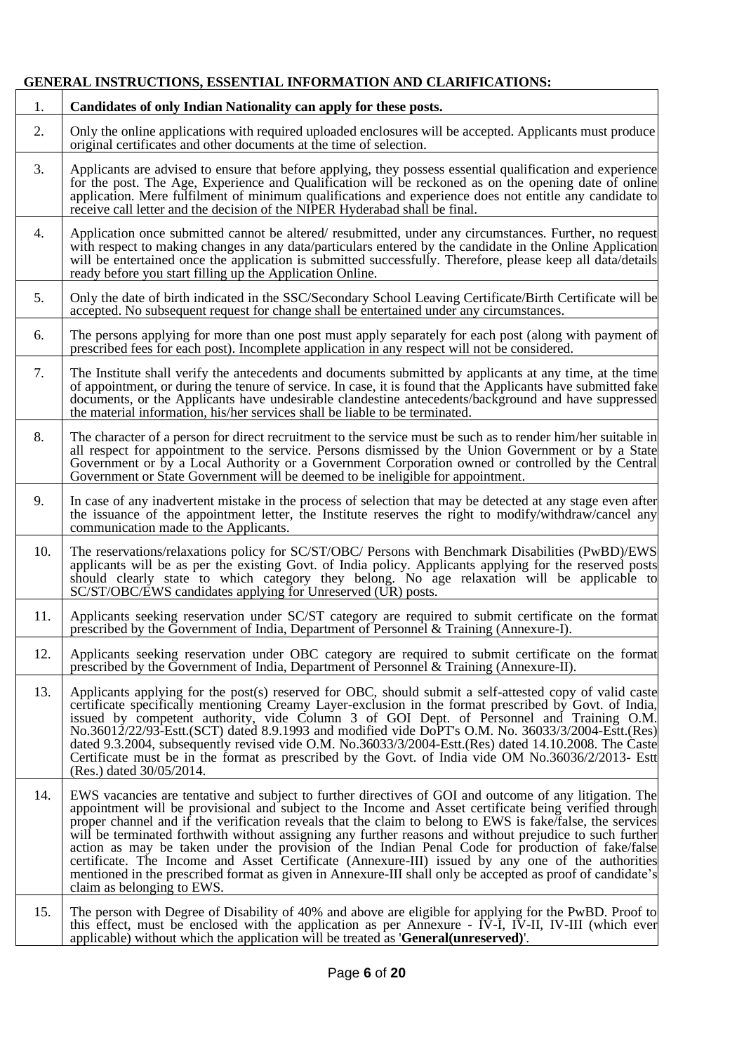**GENERAL INSTRUCTIONS, ESSENTIAL INFORMATION AND CLARIFICATIONS:**

| | |
|---|---|
| 1. | **Candidates of only Indian Nationality can apply for these posts.** |
| 2. | Only the online applications with required uploaded enclosures will be accepted. Applicants must produce original certificates and other documents at the time of selection. |
| 3. | Applicants are advised to ensure that before applying, they possess essential qualification and experience for the post. The Age, Experience and Qualification will be reckoned as on the opening date of online application. Mere fulfilment of minimum qualifications and experience does not entitle any candidate to receive call letter and the decision of the NIPER Hyderabad shall be final. |
| 4. | Application once submitted cannot be altered/ resubmitted, under any circumstances. Further, no request with respect to making changes in any data/particulars entered by the candidate in the Online Application will be entertained once the application is submitted successfully. Therefore, please keep all data/details ready before you start filling up the Application Online. |
| 5. | Only the date of birth indicated in the SSC/Secondary School Leaving Certificate/Birth Certificate will be accepted. No subsequent request for change shall be entertained under any circumstances. |
| 6. | The persons applying for more than one post must apply separately for each post (along with payment of prescribed fees for each post). Incomplete application in any respect will not be considered. |
| 7. | The Institute shall verify the antecedents and documents submitted by applicants at any time, at the time of appointment, or during the tenure of service. In case, it is found that the Applicants have submitted fake documents, or the Applicants have undesirable clandestine antecedents/background and have suppressed the material information, his/her services shall be liable to be terminated. |
| 8. | The character of a person for direct recruitment to the service must be such as to render him/her suitable in all respect for appointment to the service. Persons dismissed by the Union Government or by a State Government or by a Local Authority or a Government Corporation owned or controlled by the Central Government or State Government will be deemed to be ineligible for appointment. |
| 9. | In case of any inadvertent mistake in the process of selection that may be detected at any stage even after the issuance of the appointment letter, the Institute reserves the right to modify/withdraw/cancel any communication made to the Applicants. |
| 10. | The reservations/relaxations policy for SC/ST/OBC/ Persons with Benchmark Disabilities (PwBD)/EWS applicants will be as per the existing Govt. of India policy. Applicants applying for the reserved posts should clearly state to which category they belong. No age relaxation will be applicable to SC/ST/OBC/EWS candidates applying for Unreserved (UR) posts. |
| 11. | Applicants seeking reservation under SC/ST category are required to submit certificate on the format prescribed by the Government of India, Department of Personnel & Training (Annexure-I). |
| 12. | Applicants seeking reservation under OBC category are required to submit certificate on the format prescribed by the Government of India, Department of Personnel & Training (Annexure-II). |
| 13. | Applicants applying for the post(s) reserved for OBC, should submit a self-attested copy of valid caste certificate specifically mentioning Creamy Layer-exclusion in the format prescribed by Govt. of India, issued by competent authority, vide Column 3 of GOI Dept. of Personnel and Training O.M. No.36012/22/93-Estt.(SCT) dated 8.9.1993 and modified vide DoPT's O.M. No. 36033/3/2004-Estt.(Res) dated 9.3.2004, subsequently revised vide O.M. No.36033/3/2004-Estt.(Res) dated 14.10.2008. The Caste Certificate must be in the format as prescribed by the Govt. of India vide OM No.36036/2/2013- Estt (Res.) dated 30/05/2014. |
| 14. | EWS vacancies are tentative and subject to further directives of GOI and outcome of any litigation. The appointment will be provisional and subject to the Income and Asset certificate being verified through proper channel and if the verification reveals that the claim to belong to EWS is fake/false, the services will be terminated forthwith without assigning any further reasons and without prejudice to such further action as may be taken under the provision of the Indian Penal Code for production of fake/false certificate. The Income and Asset Certificate (Annexure-III) issued by any one of the authorities mentioned in the prescribed format as given in Annexure-III shall only be accepted as proof of candidate's claim as belonging to EWS. |
| 15. | The person with Degree of Disability of 40% and above are eligible for applying for the PwBD. Proof to this effect, must be enclosed with the application as per Annexure - IV-I, IV-II, IV-III (which ever applicable) without which the application will be treated as '**General(unreserved)**'. |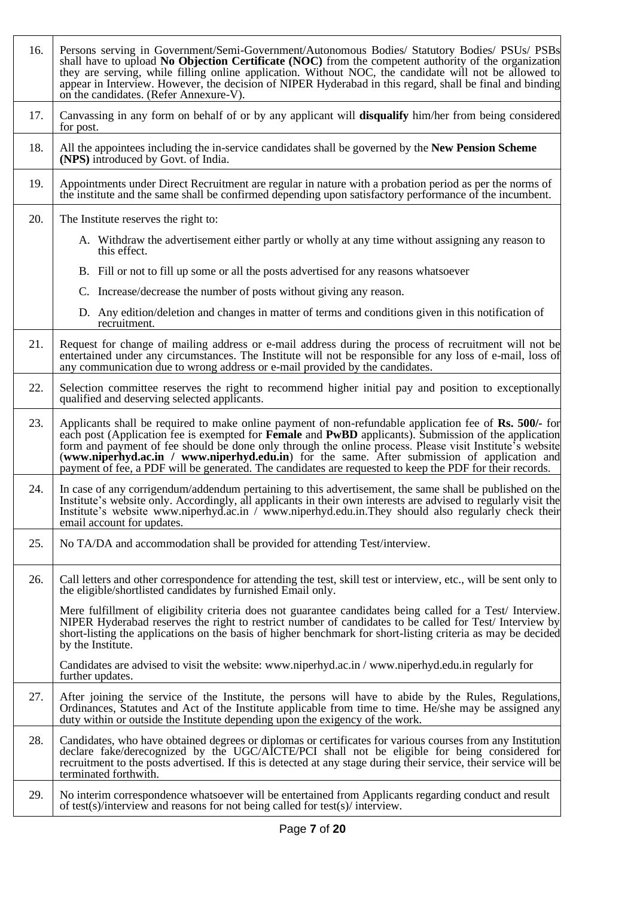| | |
|---|---|
| 16. | Persons serving in Government/Semi-Government/Autonomous Bodies/ Statutory Bodies/ PSUs/ PSBs shall have to upload **No Objection Certificate (NOC)** from the competent authority of the organization they are serving, while filling online application. Without NOC, the candidate will not be allowed to appear in Interview. However, the decision of NIPER Hyderabad in this regard, shall be final and binding on the candidates. (Refer Annexure-V). |
| 17. | Canvassing in any form on behalf of or by any applicant will **disqualify** him/her from being considered for post. |
| 18. | All the appointees including the in-service candidates shall be governed by the **New Pension Scheme (NPS)** introduced by Govt. of India. |
| 19. | Appointments under Direct Recruitment are regular in nature with a probation period as per the norms of the institute and the same shall be confirmed depending upon satisfactory performance of the incumbent. |
| 20. | The Institute reserves the right to:<br>A. Withdraw the advertisement either partly or wholly at any time without assigning any reason to this effect.<br>B. Fill or not to fill up some or all the posts advertised for any reasons whatsoever<br>C. Increase/decrease the number of posts without giving any reason.<br>D. Any edition/deletion and changes in matter of terms and conditions given in this notification of recruitment. |
| 21. | Request for change of mailing address or e-mail address during the process of recruitment will not be entertained under any circumstances. The Institute will not be responsible for any loss of e-mail, loss of any communication due to wrong address or e-mail provided by the candidates. |
| 22. | Selection committee reserves the right to recommend higher initial pay and position to exceptionally qualified and deserving selected applicants. |
| 23. | Applicants shall be required to make online payment of non-refundable application fee of **Rs. 500/-** for each post (Application fee is exempted for **Female** and **PwBD** applicants). Submission of the application form and payment of fee should be done only through the online process. Please visit Institute's website (**www.niperhyd.ac.in / www.niperhyd.edu.in**) for the same. After submission of application and payment of fee, a PDF will be generated. The candidates are requested to keep the PDF for their records. |
| 24. | In case of any corrigendum/addendum pertaining to this advertisement, the same shall be published on the Institute's website only. Accordingly, all applicants in their own interests are advised to regularly visit the Institute's website www.niperhyd.ac.in / www.niperhyd.edu.in.They should also regularly check their email account for updates. |
| 25. | No TA/DA and accommodation shall be provided for attending Test/interview. |
| 26. | Call letters and other correspondence for attending the test, skill test or interview, etc., will be sent only to the eligible/shortlisted candidates by furnished Email only.<br>Mere fulfillment of eligibility criteria does not guarantee candidates being called for a Test/ Interview. NIPER Hyderabad reserves the right to restrict number of candidates to be called for Test/ Interview by short-listing the applications on the basis of higher benchmark for short-listing criteria as may be decided by the Institute.<br>Candidates are advised to visit the website: www.niperhyd.ac.in / www.niperhyd.edu.in regularly for further updates. |
| 27. | After joining the service of the Institute, the persons will have to abide by the Rules, Regulations, Ordinances, Statutes and Act of the Institute applicable from time to time. He/she may be assigned any duty within or outside the Institute depending upon the exigency of the work. |
| 28. | Candidates, who have obtained degrees or diplomas or certificates for various courses from any Institution declare fake/derecognized by the UGC/AICTE/PCI shall not be eligible for being considered for recruitment to the posts advertised. If this is detected at any stage during their service, their service will be terminated forthwith. |
| 29. | No interim correspondence whatsoever will be entertained from Applicants regarding conduct and result of test(s)/interview and reasons for not being called for test(s)/ interview. |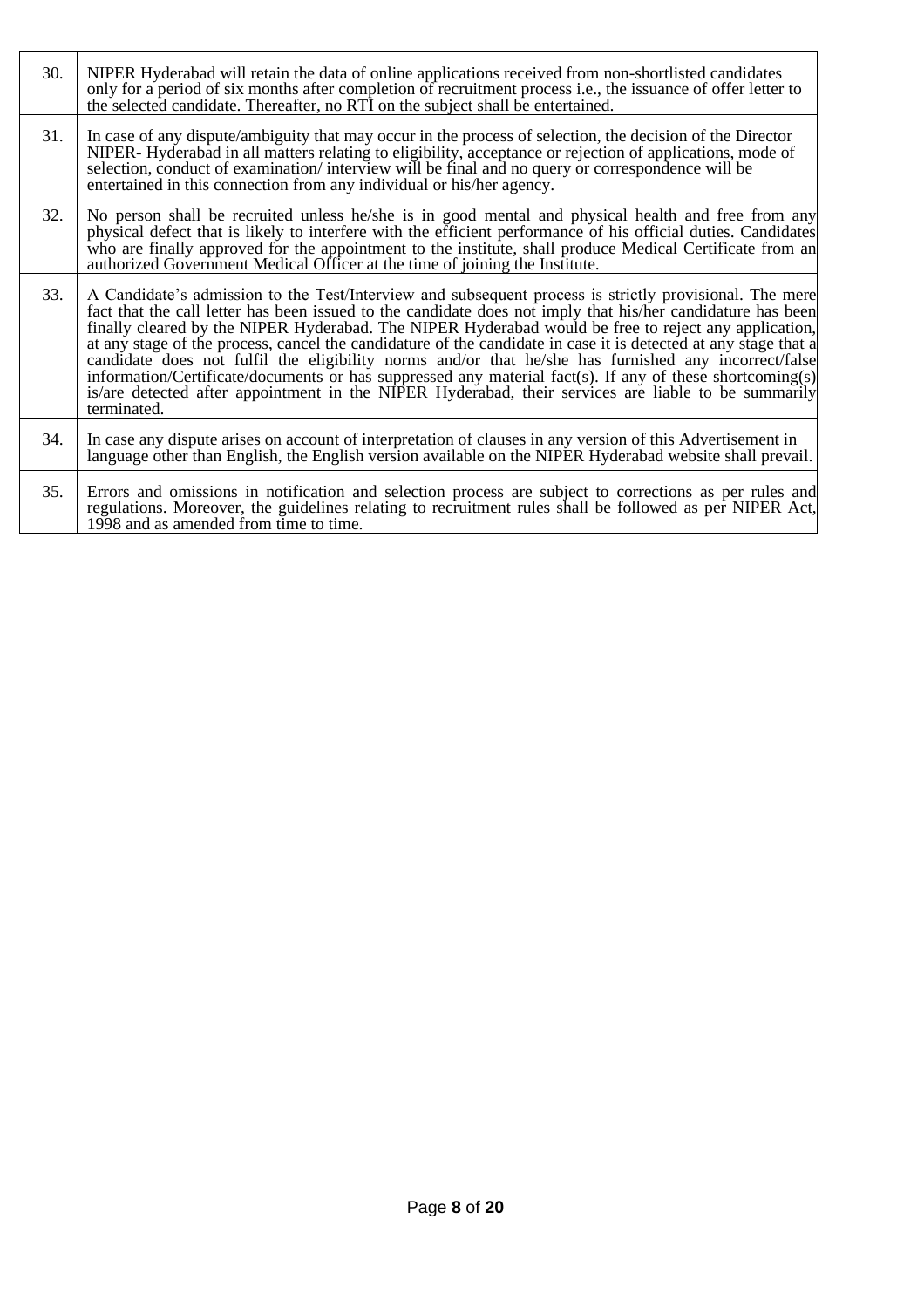| | |
|---|---|
| 30. | NIPER Hyderabad will retain the data of online applications received from non-shortlisted candidates only for a period of six months after completion of recruitment process i.e., the issuance of offer letter to the selected candidate. Thereafter, no RTI on the subject shall be entertained. |
| 31. | In case of any dispute/ambiguity that may occur in the process of selection, the decision of the Director NIPER- Hyderabad in all matters relating to eligibility, acceptance or rejection of applications, mode of selection, conduct of examination/ interview will be final and no query or correspondence will be entertained in this connection from any individual or his/her agency. |
| 32. | No person shall be recruited unless he/she is in good mental and physical health and free from any physical defect that is likely to interfere with the efficient performance of his official duties. Candidates who are finally approved for the appointment to the institute, shall produce Medical Certificate from an authorized Government Medical Officer at the time of joining the Institute. |
| 33. | A Candidate's admission to the Test/Interview and subsequent process is strictly provisional. The mere fact that the call letter has been issued to the candidate does not imply that his/her candidature has been finally cleared by the NIPER Hyderabad. The NIPER Hyderabad would be free to reject any application, at any stage of the process, cancel the candidature of the candidate in case it is detected at any stage that a candidate does not fulfil the eligibility norms and/or that he/she has furnished any incorrect/false information/Certificate/documents or has suppressed any material fact(s). If any of these shortcoming(s) is/are detected after appointment in the NIPER Hyderabad, their services are liable to be summarily terminated. |
| 34. | In case any dispute arises on account of interpretation of clauses in any version of this Advertisement in language other than English, the English version available on the NIPER Hyderabad website shall prevail. |
| 35. | Errors and omissions in notification and selection process are subject to corrections as per rules and regulations. Moreover, the guidelines relating to recruitment rules shall be followed as per NIPER Act, 1998 and as amended from time to time. |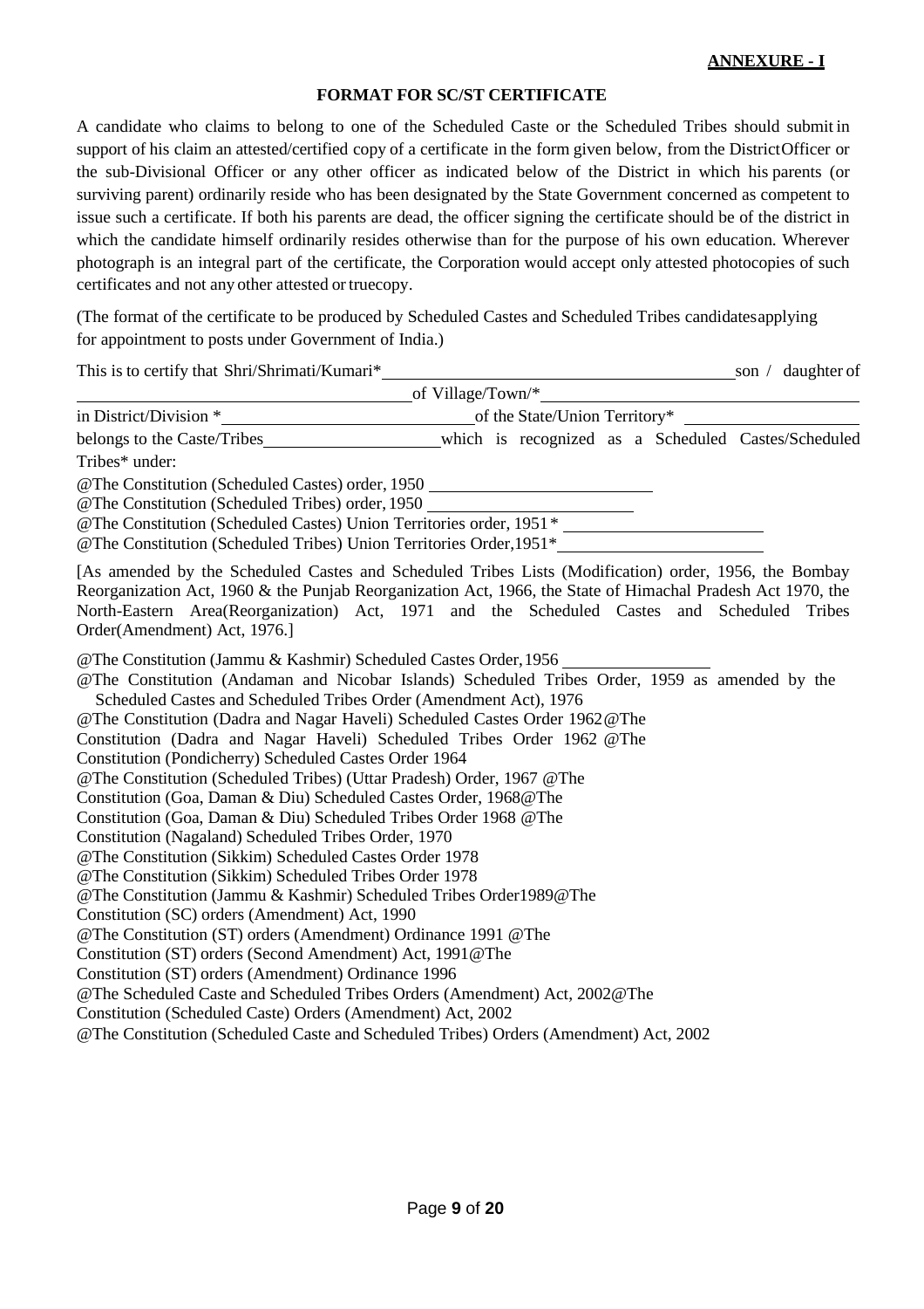**ANNEXURE - I**

**FORMAT FOR SC/ST CERTIFICATE**

A candidate who claims to belong to one of the Scheduled Caste or the Scheduled Tribes should submit in support of his claim an attested/certified copy of a certificate in the form given below, from the District Officer or the sub-Divisional Officer or any other officer as indicated below of the District in which his parents (or surviving parent) ordinarily reside who has been designated by the State Government concerned as competent to issue such a certificate. If both his parents are dead, the officer signing the certificate should be of the district in which the candidate himself ordinarily resides otherwise than for the purpose of his own education. Wherever photograph is an integral part of the certificate, the Corporation would accept only attested photocopies of such certificates and not any other attested or truecopy.

(The format of the certificate to be produced by Scheduled Castes and Scheduled Tribes candidates applying for appointment to posts under Government of India.)

This is to certify that Shri/Shrimati/Kumari*\_\_\_\_\_\_\_\_\_\_\_\_\_\_\_\_\_\_\_\_\_\_\_\_ son / daughter of \_\_\_\_\_\_\_\_\_\_\_\_\_\_\_\_\_\_\_\_\_\_\_\_ of Village/Town/*\_\_\_\_\_\_\_\_\_\_\_\_\_\_\_\_\_\_\_\_\_\_\_\_ in District/Division *\_\_\_\_\_\_\_\_\_\_\_\_\_\_\_\_\_\_\_\_\_\_\_\_ of the State/Union Territory* \_\_\_\_\_\_\_\_\_\_\_\_\_\_\_\_\_\_\_\_\_\_\_\_ belongs to the Caste/Tribes\_\_\_\_\_\_\_\_\_\_\_\_\_\_\_\_\_\_\_\_\_\_\_\_ which is recognized as a Scheduled Castes/Scheduled Tribes* under:

@The Constitution (Scheduled Castes) order, 1950 \_\_\_\_\_\_\_\_\_\_\_\_\_\_\_\_\_\_\_\_\_\_\_\_
@The Constitution (Scheduled Tribes) order, 1950 \_\_\_\_\_\_\_\_\_\_\_\_\_\_\_\_\_\_\_\_\_\_\_\_
@The Constitution (Scheduled Castes) Union Territories order, 1951* \_\_\_\_\_\_\_\_\_\_\_\_\_\_\_\_\_\_\_\_\_\_\_\_
@The Constitution (Scheduled Tribes) Union Territories Order,1951*\_\_\_\_\_\_\_\_\_\_\_\_\_\_\_\_\_\_\_\_\_\_\_\_

[As amended by the Scheduled Castes and Scheduled Tribes Lists (Modification) order, 1956, the Bombay Reorganization Act, 1960 & the Punjab Reorganization Act, 1966, the State of Himachal Pradesh Act 1970, the North-Eastern Area(Reorganization) Act, 1971 and the Scheduled Castes and Scheduled Tribes Order(Amendment) Act, 1976.]

@The Constitution (Jammu & Kashmir) Scheduled Castes Order, 1956 \_\_\_\_\_\_\_\_\_\_\_\_\_\_\_\_\_\_\_\_\_\_\_\_
@The Constitution (Andaman and Nicobar Islands) Scheduled Tribes Order, 1959 as amended by the Scheduled Castes and Scheduled Tribes Order (Amendment Act), 1976
@The Constitution (Dadra and Nagar Haveli) Scheduled Castes Order 1962
@The Constitution (Dadra and Nagar Haveli) Scheduled Tribes Order 1962
@The Constitution (Pondicherry) Scheduled Castes Order 1964
@The Constitution (Scheduled Tribes) (Uttar Pradesh) Order, 1967
@The Constitution (Goa, Daman & Diu) Scheduled Castes Order, 1968
@The Constitution (Goa, Daman & Diu) Scheduled Tribes Order 1968
@The Constitution (Nagaland) Scheduled Tribes Order, 1970
@The Constitution (Sikkim) Scheduled Castes Order 1978
@The Constitution (Sikkim) Scheduled Tribes Order 1978
@The Constitution (Jammu & Kashmir) Scheduled Tribes Order1989
@The Constitution (SC) orders (Amendment) Act, 1990
@The Constitution (ST) orders (Amendment) Ordinance 1991
@The Constitution (ST) orders (Second Amendment) Act, 1991
@The Constitution (ST) orders (Amendment) Ordinance 1996
@The Scheduled Caste and Scheduled Tribes Orders (Amendment) Act, 2002
@The Constitution (Scheduled Caste) Orders (Amendment) Act, 2002
@The Constitution (Scheduled Caste and Scheduled Tribes) Orders (Amendment) Act, 2002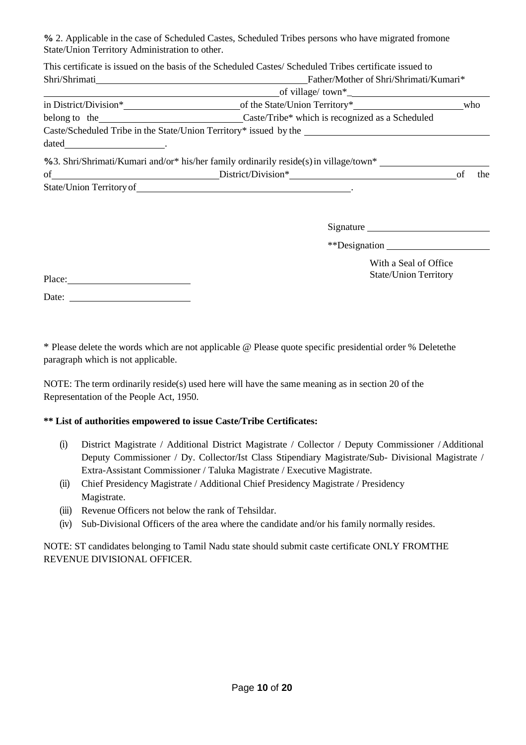**%** 2. Applicable in the case of Scheduled Castes, Scheduled Tribes persons who have migrated fromone State/Union Territory Administration to other.

This certificate is issued on the basis of the Scheduled Castes/ Scheduled Tribes certificate issued to Shri/Shrimati\_\_\_\_\_\_\_\_\_\_\_\_\_\_\_\_\_\_\_\_\_\_\_\_\_\_\_\_\_\_\_\_\_\_\_\_\_\_\_\_\_\_\_\_Father/Mother of Shri/Shrimati/Kumari* \_\_\_\_\_\_\_\_\_\_\_\_\_\_\_\_\_\_\_\_\_\_\_\_\_\_\_\_\_\_\_\_\_\_\_\_\_\_\_\_\_\_\_\_\_\_\_\_\_of village/ town*\_\_\_\_\_\_\_\_\_\_\_\_\_\_\_\_\_\_\_\_\_\_\_\_\_\_\_\_\_\_ in District/Division*\_\_\_\_\_\_\_\_\_\_\_\_\_\_\_\_\_\_\_\_\_\_\_of the State/Union Territory*\_\_\_\_\_\_\_\_\_\_\_\_\_\_\_\_\_\_\_\_\_\_who belong to the\_\_\_\_\_\_\_\_\_\_\_\_\_\_\_\_\_\_\_\_\_\_\_\_\_\_\_\_\_Caste/Tribe* which is recognized as a Scheduled Caste/Scheduled Tribe in the State/Union Territory* issued by the \_\_\_\_\_\_\_\_\_\_\_\_\_\_\_\_\_\_\_\_\_\_\_\_\_\_\_\_\_\_\_\_\_\_\_\_\_\_\_\_ dated\_\_\_\_\_\_\_\_\_\_\_\_\_\_\_\_\_\_\_\_\_.

**%**3. Shri/Shrimati/Kumari and/or* his/her family ordinarily reside(s) in village/town* \_\_\_\_\_\_\_\_\_\_\_\_\_\_\_\_\_\_\_\_\_\_\_ of\_\_\_\_\_\_\_\_\_\_\_\_\_\_\_\_\_\_\_\_\_\_\_\_\_\_\_\_\_\_\_\_\_\_District/Division*\_\_\_\_\_\_\_\_\_\_\_\_\_\_\_\_\_\_\_\_\_\_\_\_\_\_\_\_\_\_\_\_\_\_\_of the State/Union Territory of\_\_\_\_\_\_\_\_\_\_\_\_\_\_\_\_\_\_\_\_\_\_\_\_\_\_\_\_\_\_\_\_\_\_\_\_\_\_\_\_\_\_\_\_\_\_\_.

Signature \_\_\_\_\_\_\_\_\_\_\_\_\_\_\_\_\_\_\_\_\_\_\_\_\_

**Designation \_\_\_\_\_\_\_\_\_\_\_\_\_\_\_\_\_\_\_\_\_

With a Seal of Office
State/Union Territory

Place:\_\_\_\_\_\_\_\_\_\_\_\_\_\_\_\_\_\_\_\_\_\_\_\_\_

Date: \_\_\_\_\_\_\_\_\_\_\_\_\_\_\_\_\_\_\_\_\_\_\_\_\_

* Please delete the words which are not applicable @ Please quote specific presidential order % Deletethe paragraph which is not applicable.

NOTE: The term ordinarily reside(s) used here will have the same meaning as in section 20 of the Representation of the People Act, 1950.

**** List of authorities empowered to issue Caste/Tribe Certificates:**

(i) District Magistrate / Additional District Magistrate / Collector / Deputy Commissioner / Additional Deputy Commissioner / Dy. Collector/Ist Class Stipendiary Magistrate/Sub- Divisional Magistrate / Extra-Assistant Commissioner / Taluka Magistrate / Executive Magistrate.

(ii) Chief Presidency Magistrate / Additional Chief Presidency Magistrate / Presidency Magistrate.

(iii) Revenue Officers not below the rank of Tehsildar.

(iv) Sub-Divisional Officers of the area where the candidate and/or his family normally resides.

NOTE: ST candidates belonging to Tamil Nadu state should submit caste certificate ONLY FROMTHE REVENUE DIVISIONAL OFFICER.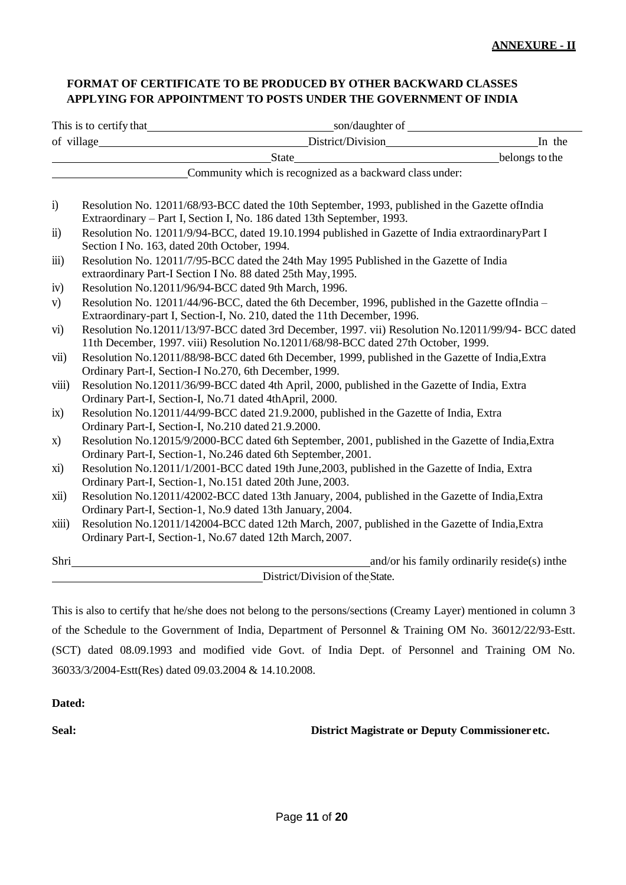**ANNEXURE - II**

**FORMAT OF CERTIFICATE TO BE PRODUCED BY OTHER BACKWARD CLASSES APPLYING FOR APPOINTMENT TO POSTS UNDER THE GOVERNMENT OF INDIA**

This is to certify that\_\_\_\_\_\_\_\_\_\_\_\_\_\_\_\_\_\_\_\_\_\_\_\_\_\_\_\_\_\_son/daughter of \_\_\_\_\_\_\_\_\_\_\_\_\_\_\_\_\_\_\_\_\_\_\_\_\_\_\_\_\_\_ of village\_\_\_\_\_\_\_\_\_\_\_\_\_\_\_\_\_\_\_\_\_\_\_\_\_\_\_\_\_\_\_\_\_District/Division\_\_\_\_\_\_\_\_\_\_\_\_\_\_\_\_\_\_\_\_\_\_\_\_\_\_In the \_\_\_\_\_\_\_\_\_\_\_\_\_\_\_\_\_\_\_\_\_\_\_\_\_\_\_\_\_\_\_\_\_\_\_\_State\_\_\_\_\_\_\_\_\_\_\_\_\_\_\_\_\_\_\_\_\_\_\_\_\_\_\_\_\_\_\_\_\_\_\_belongs to the \_\_\_\_\_\_\_\_\_\_\_\_\_\_\_\_\_\_\_\_\_\_\_\_Community which is recognized as a backward class under:

i) Resolution No. 12011/68/93-BCC dated the 10th September, 1993, published in the Gazette ofIndia Extraordinary – Part I, Section I, No. 186 dated 13th September, 1993.

ii) Resolution No. 12011/9/94-BCC, dated 19.10.1994 published in Gazette of India extraordinaryPart I Section I No. 163, dated 20th October, 1994.

iii) Resolution No. 12011/7/95-BCC dated the 24th May 1995 Published in the Gazette of India extraordinary Part-I Section I No. 88 dated 25th May,1995.

iv) Resolution No.12011/96/94-BCC dated 9th March, 1996.

v) Resolution No. 12011/44/96-BCC, dated the 6th December, 1996, published in the Gazette ofIndia – Extraordinary-part I, Section-I, No. 210, dated the 11th December, 1996.

vi) Resolution No.12011/13/97-BCC dated 3rd December, 1997. vii) Resolution No.12011/99/94- BCC dated 11th December, 1997. viii) Resolution No.12011/68/98-BCC dated 27th October, 1999.

vii) Resolution No.12011/88/98-BCC dated 6th December, 1999, published in the Gazette of India,Extra Ordinary Part-I, Section-I No.270, 6th December, 1999.

viii) Resolution No.12011/36/99-BCC dated 4th April, 2000, published in the Gazette of India, Extra Ordinary Part-I, Section-I, No.71 dated 4thApril, 2000.

ix) Resolution No.12011/44/99-BCC dated 21.9.2000, published in the Gazette of India, Extra Ordinary Part-I, Section-I, No.210 dated 21.9.2000.

x) Resolution No.12015/9/2000-BCC dated 6th September, 2001, published in the Gazette of India,Extra Ordinary Part-I, Section-1, No.246 dated 6th September, 2001.

xi) Resolution No.12011/1/2001-BCC dated 19th June,2003, published in the Gazette of India, Extra Ordinary Part-I, Section-1, No.151 dated 20th June, 2003.

xii) Resolution No.12011/42002-BCC dated 13th January, 2004, published in the Gazette of India,Extra Ordinary Part-I, Section-1, No.9 dated 13th January, 2004.

xiii) Resolution No.12011/142004-BCC dated 12th March, 2007, published in the Gazette of India,Extra Ordinary Part-I, Section-1, No.67 dated 12th March, 2007.

Shri\_\_\_\_\_\_\_\_\_\_\_\_\_\_\_\_\_\_\_\_\_\_\_\_\_\_\_\_\_\_\_\_\_\_\_\_\_\_\_\_\_\_\_\_\_\_\_\_\_\_\_\_and/or his family ordinarily reside(s) inthe \_\_\_\_\_\_\_\_\_\_\_\_\_\_\_\_\_\_\_\_\_\_\_\_\_\_\_\_\_\_\_\_\_\_\_\_District/Division of the State.

This is also to certify that he/she does not belong to the persons/sections (Creamy Layer) mentioned in column 3 of the Schedule to the Government of India, Department of Personnel & Training OM No. 36012/22/93-Estt. (SCT) dated 08.09.1993 and modified vide Govt. of India Dept. of Personnel and Training OM No. 36033/3/2004-Estt(Res) dated 09.03.2004 & 14.10.2008.

**Dated:**

**Seal:** **District Magistrate or Deputy Commissioner etc.**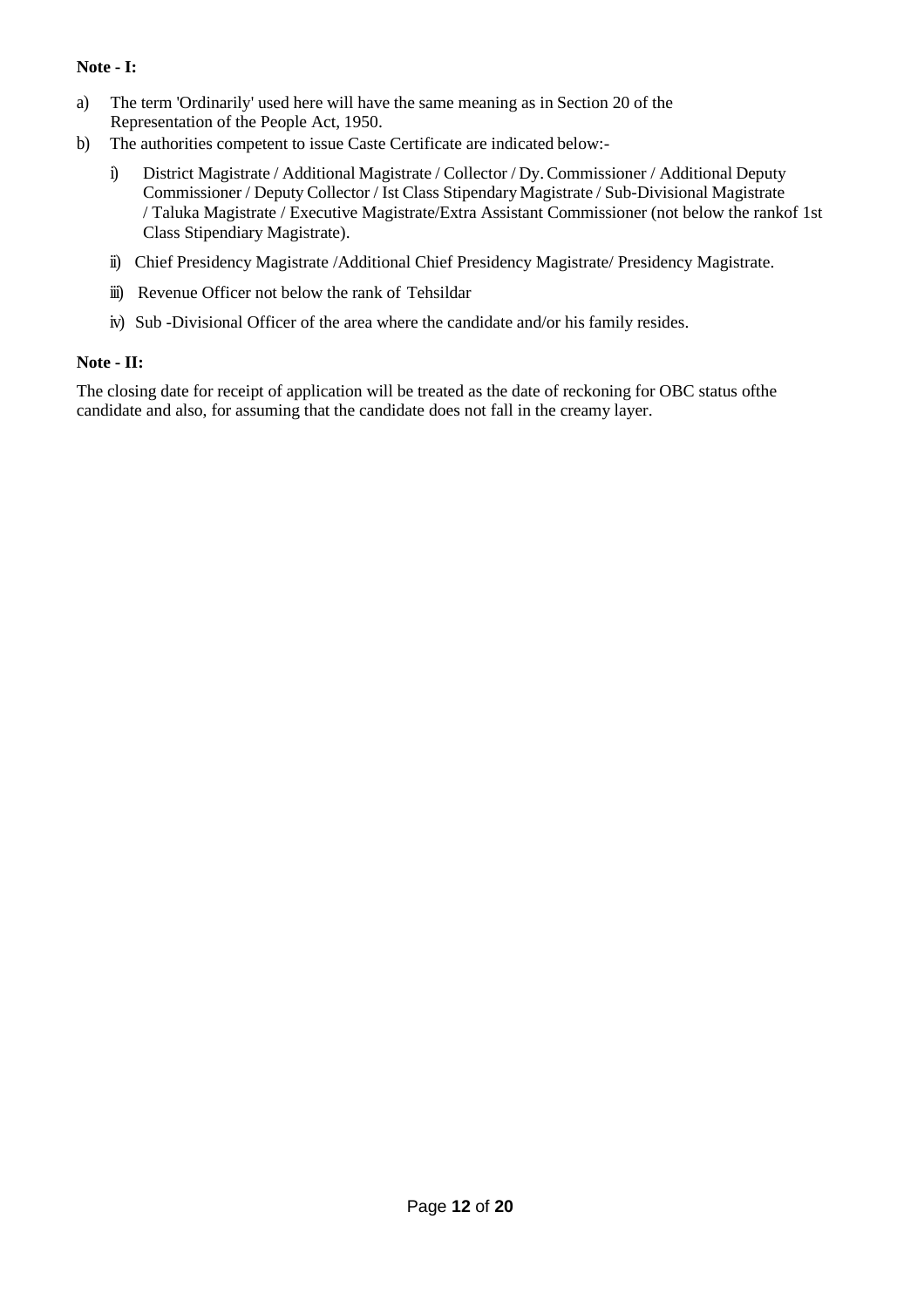**Note - I:**

a) The term 'Ordinarily' used here will have the same meaning as in Section 20 of the Representation of the People Act, 1950.

b) The authorities competent to issue Caste Certificate are indicated below:-

   i) District Magistrate / Additional Magistrate / Collector / Dy. Commissioner / Additional Deputy Commissioner / Deputy Collector / Ist Class Stipendary Magistrate / Sub-Divisional Magistrate / Taluka Magistrate / Executive Magistrate/Extra Assistant Commissioner (not below the rankof 1st Class Stipendiary Magistrate).

   ii) Chief Presidency Magistrate /Additional Chief Presidency Magistrate/ Presidency Magistrate.

   iii) Revenue Officer not below the rank of Tehsildar

   iv) Sub -Divisional Officer of the area where the candidate and/or his family resides.

**Note - II:**

The closing date for receipt of application will be treated as the date of reckoning for OBC status ofthe candidate and also, for assuming that the candidate does not fall in the creamy layer.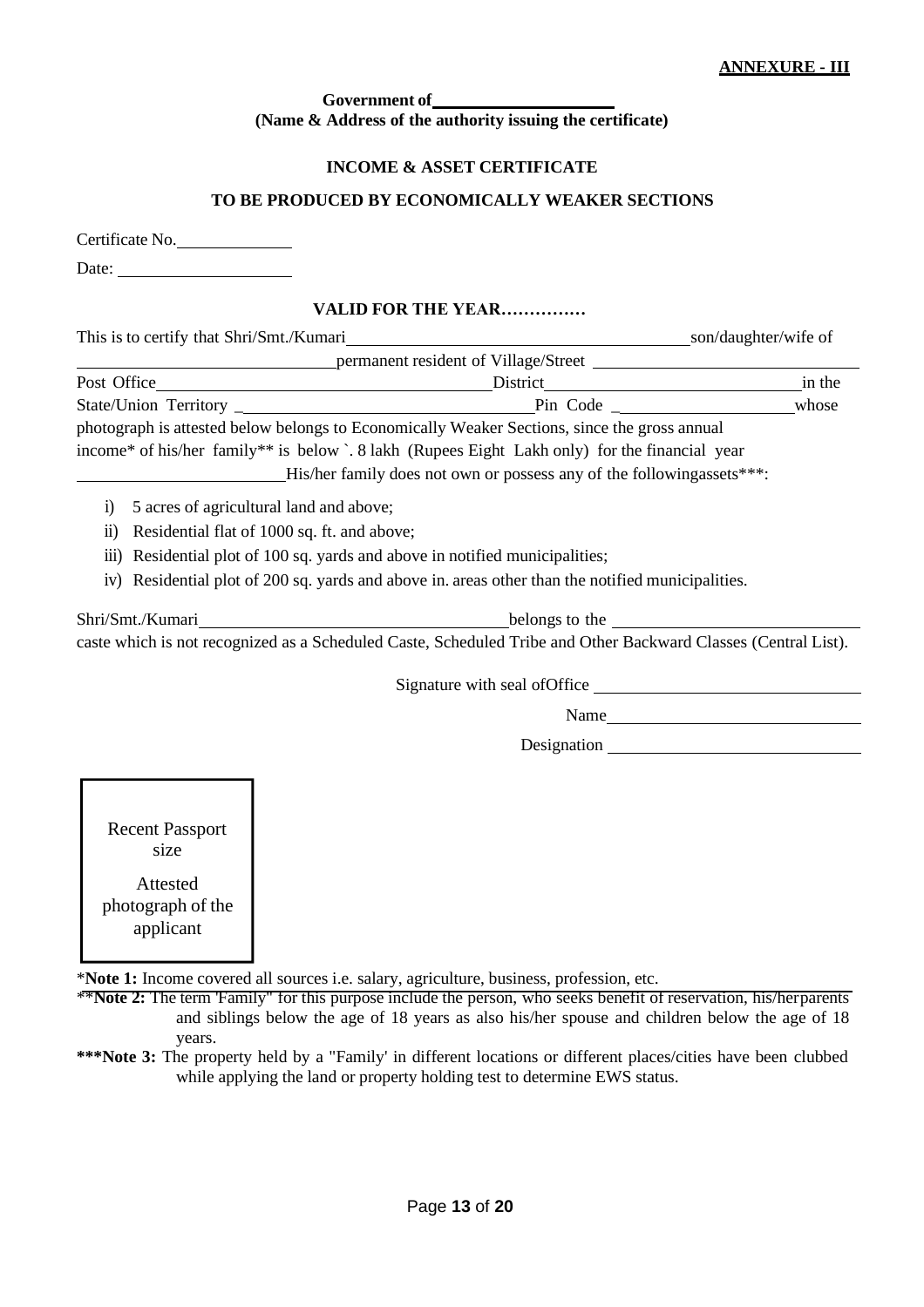**ANNEXURE - III**

**Government of\_\_\_\_\_\_\_\_\_\_\_\_\_\_\_\_\_\_\_\_**
**(Name & Address of the authority issuing the certificate)**

**INCOME & ASSET CERTIFICATE**

**TO BE PRODUCED BY ECONOMICALLY WEAKER SECTIONS**

Certificate No.\_\_\_\_\_\_\_\_\_\_\_\_\_

Date: \_\_\_\_\_\_\_\_\_\_\_\_\_\_\_\_\_\_\_\_

**VALID FOR THE YEAR……………**

This is to certify that Shri/Smt./Kumari\_\_\_\_\_\_\_\_\_\_\_\_\_\_\_\_\_\_\_\_\_\_\_\_\_\_\_\_\_\_\_\_\_\_\_\_\_\_\_\_son/daughter/wife of \_\_\_\_\_\_\_\_\_\_\_\_\_\_\_\_\_\_\_\_\_\_\_\_\_\_\_\_\_\_\_\_permanent resident of Village/Street \_\_\_\_\_\_\_\_\_\_\_\_\_\_\_\_\_\_\_\_\_\_\_\_\_\_\_\_\_\_\_\_ Post Office\_\_\_\_\_\_\_\_\_\_\_\_\_\_\_\_\_\_\_\_\_\_\_\_\_\_\_\_\_\_\_\_\_\_\_\_\_\_\_\_\_\_District\_\_\_\_\_\_\_\_\_\_\_\_\_\_\_\_\_\_\_\_\_\_\_\_\_\_\_\_\_\_\_in the State/Union Territory \_\_\_\_\_\_\_\_\_\_\_\_\_\_\_\_\_\_\_\_\_\_\_\_\_\_\_\_\_\_\_\_\_\_\_\_Pin Code \_\_\_\_\_\_\_\_\_\_\_\_\_\_\_\_\_\_\_\_\_\_whose photograph is attested below belongs to Economically Weaker Sections, since the gross annual income* of his/her family** is below `. 8 lakh (Rupees Eight Lakh only) for the financial year \_\_\_\_\_\_\_\_\_\_\_\_\_\_\_\_\_\_\_\_\_\_\_\_\_His/her family does not own or possess any of the followingassets***:

i) 5 acres of agricultural land and above;
ii) Residential flat of 1000 sq. ft. and above;
iii) Residential plot of 100 sq. yards and above in notified municipalities;
iv) Residential plot of 200 sq. yards and above in. areas other than the notified municipalities.

Shri/Smt./Kumari\_\_\_\_\_\_\_\_\_\_\_\_\_\_\_\_\_\_\_\_\_\_\_\_\_\_\_\_\_\_\_\_\_\_\_\_\_belongs to the \_\_\_\_\_\_\_\_\_\_\_\_\_\_\_\_\_\_\_\_\_\_\_\_\_\_\_\_\_\_ caste which is not recognized as a Scheduled Caste, Scheduled Tribe and Other Backward Classes (Central List).

Signature with seal ofOffice \_\_\_\_\_\_\_\_\_\_\_\_\_\_\_\_\_\_\_\_\_\_\_\_\_\_\_\_\_\_\_

Name\_\_\_\_\_\_\_\_\_\_\_\_\_\_\_\_\_\_\_\_\_\_\_\_\_\_\_\_\_\_\_

Designation \_\_\_\_\_\_\_\_\_\_\_\_\_\_\_\_\_\_\_\_\_\_\_\_\_\_\_\_\_\_

Recent Passport size

Attested photograph of the applicant

***Note 1:** Income covered all sources i.e. salary, agriculture, business, profession, etc.

****Note 2:** The term 'Family" for this purpose include the person, who seeks benefit of reservation, his/herparents and siblings below the age of 18 years as also his/her spouse and children below the age of 18 years.

*****Note 3:** The property held by a "Family' in different locations or different places/cities have been clubbed while applying the land or property holding test to determine EWS status.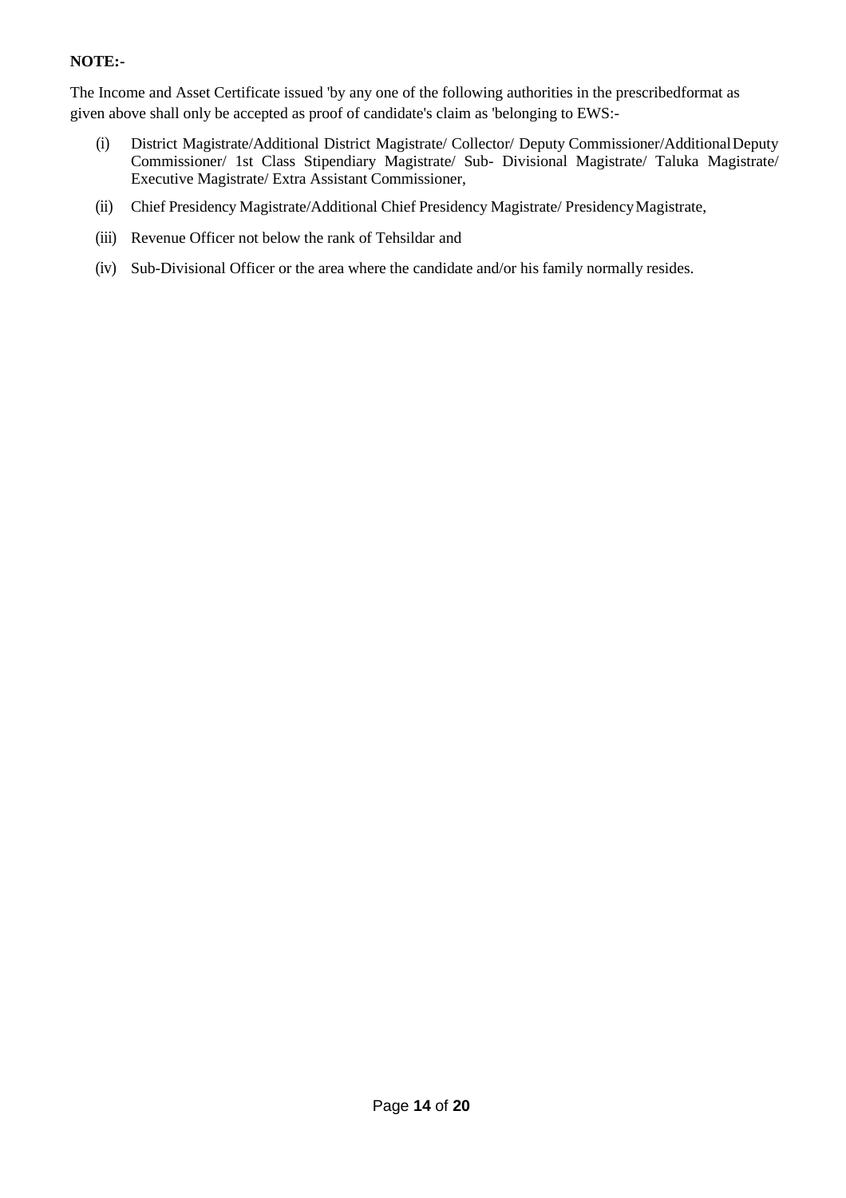**NOTE:-**

The Income and Asset Certificate issued 'by any one of the following authorities in the prescribedformat as given above shall only be accepted as proof of candidate's claim as 'belonging to EWS:-

(i) District Magistrate/Additional District Magistrate/ Collector/ Deputy Commissioner/AdditionalDeputy Commissioner/ 1st Class Stipendiary Magistrate/ Sub- Divisional Magistrate/ Taluka Magistrate/ Executive Magistrate/ Extra Assistant Commissioner,

(ii) Chief Presidency Magistrate/Additional Chief Presidency Magistrate/ PresidencyMagistrate,

(iii) Revenue Officer not below the rank of Tehsildar and

(iv) Sub-Divisional Officer or the area where the candidate and/or his family normally resides.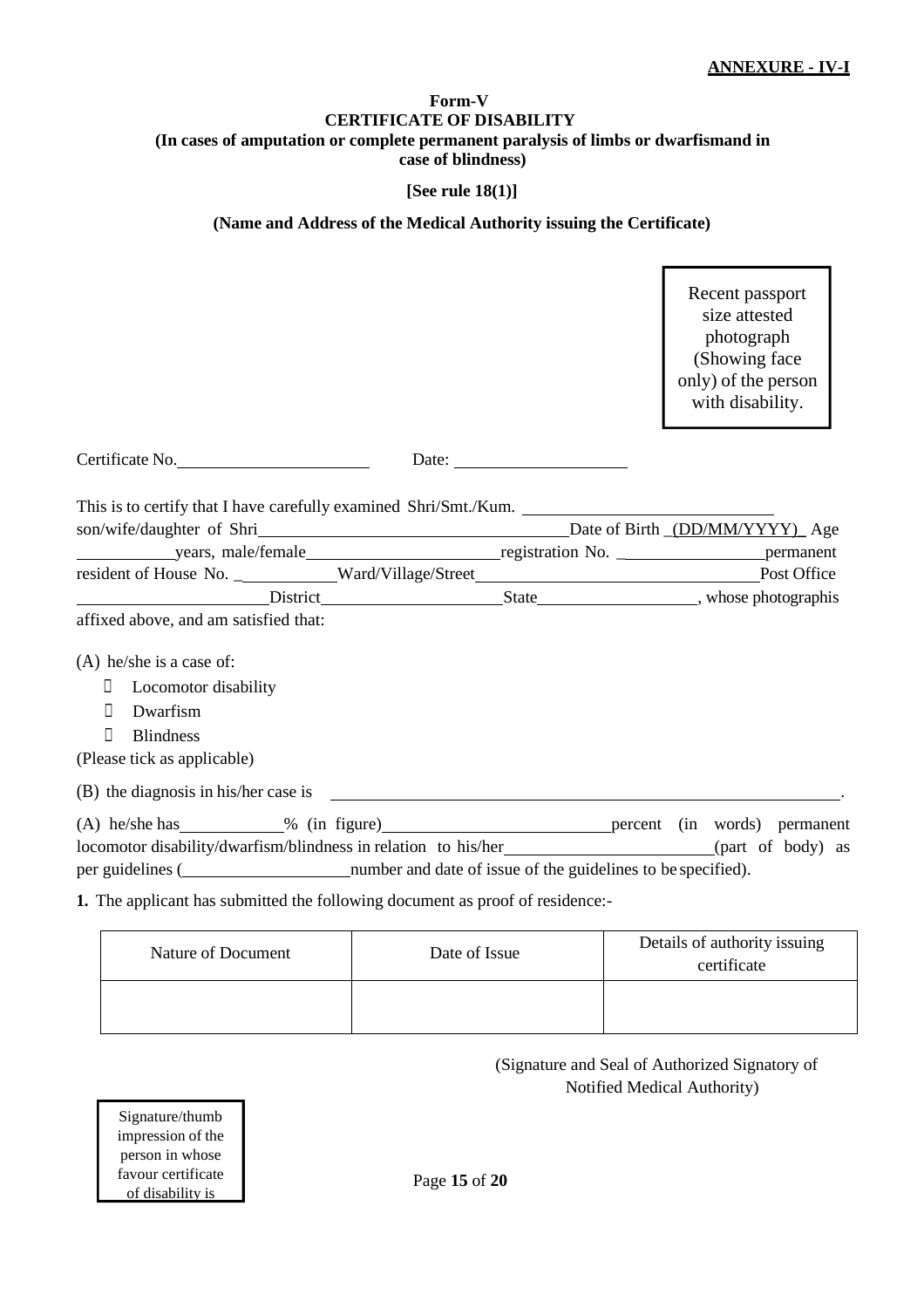**ANNEXURE - IV-I**

**Form-V**
**CERTIFICATE OF DISABILITY**
**(In cases of amputation or complete permanent paralysis of limbs or dwarfismand in case of blindness)**

**[See rule 18(1)]**

**(Name and Address of the Medical Authority issuing the Certificate)**

| Recent passport size attested photograph (Showing face only) of the person with disability. |
|---|

Certificate No.______________________ Date: ____________________

This is to certify that I have carefully examined Shri/Smt./Kum. ____________________________ son/wife/daughter of Shri__________________________________Date of Birth _(DD/MM/YYYY)_ Age __________years, male/female_____________________registration No. _______________permanent resident of House No. __________Ward/Village/Street______________________________Post Office _____________________District____________________State_________________, whose photographis affixed above, and am satisfied that:

(A) he/she is a case of:

- Locomotor disability
- Dwarfism
- Blindness

(Please tick as applicable)

(B) the diagnosis in his/her case is ____________________________________________________________.

(A) he/she has___________% (in figure)_________________________percent (in words) permanent locomotor disability/dwarfism/blindness in relation to his/her______________________(part of body) as per guidelines (__________________number and date of issue of the guidelines to be specified).

**1.** The applicant has submitted the following document as proof of residence:-

| Nature of Document | Date of Issue | Details of authority issuing certificate |
|---|---|---|
| | | |

(Signature and Seal of Authorized Signatory of Notified Medical Authority)

| Signature/thumb impression of the person in whose favour certificate of disability is |
|---|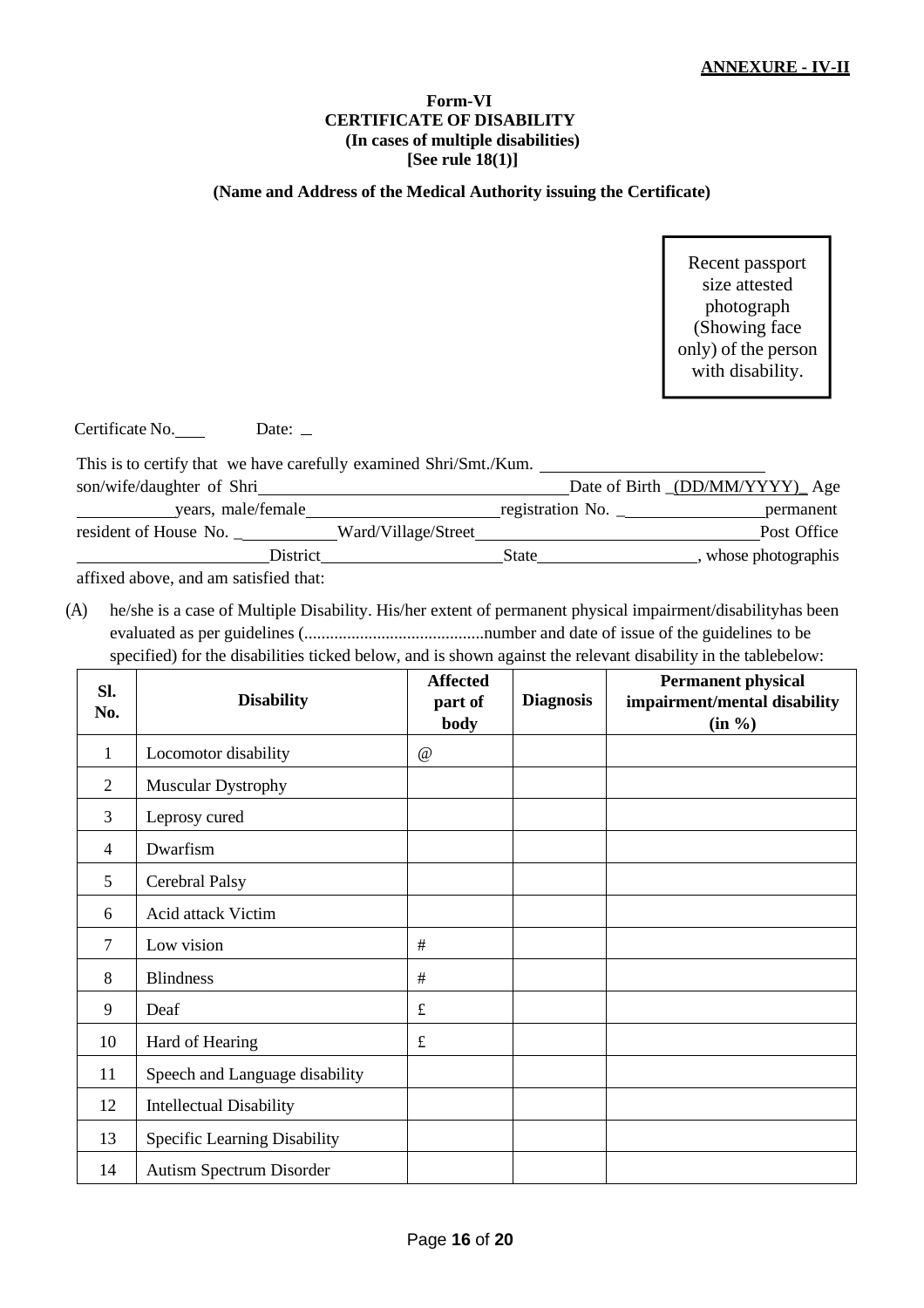**ANNEXURE - IV-II**

**Form-VI**
**CERTIFICATE OF DISABILITY**
**(In cases of multiple disabilities)**
**[See rule 18(1)]**

**(Name and Address of the Medical Authority issuing the Certificate)**

Recent passport size attested photograph (Showing face only) of the person with disability.

Certificate No.____ Date: _

This is to certify that we have carefully examined Shri/Smt./Kum. ____________________ son/wife/daughter of Shri ____________________ Date of Birth _(DD/MM/YYYY)_ Age __________ years, male/female ____________________ registration No. _______________ permanent resident of House No. __________ Ward/Village/Street ____________________ Post Office ____________________ District ____________________ State ____________________, whose photographis affixed above, and am satisfied that:

(A) he/she is a case of Multiple Disability. His/her extent of permanent physical impairment/disabilityhas been evaluated as per guidelines (..........................................number and date of issue of the guidelines to be specified) for the disabilities ticked below, and is shown against the relevant disability in the tablebelow:

| Sl. No. | Disability | Affected part of body | Diagnosis | Permanent physical impairment/mental disability (in %) |
|---|---|---|---|---|
| 1 | Locomotor disability | @ | | |
| 2 | Muscular Dystrophy | | | |
| 3 | Leprosy cured | | | |
| 4 | Dwarfism | | | |
| 5 | Cerebral Palsy | | | |
| 6 | Acid attack Victim | | | |
| 7 | Low vision | # | | |
| 8 | Blindness | # | | |
| 9 | Deaf | £ | | |
| 10 | Hard of Hearing | £ | | |
| 11 | Speech and Language disability | | | |
| 12 | Intellectual Disability | | | |
| 13 | Specific Learning Disability | | | |
| 14 | Autism Spectrum Disorder | | | |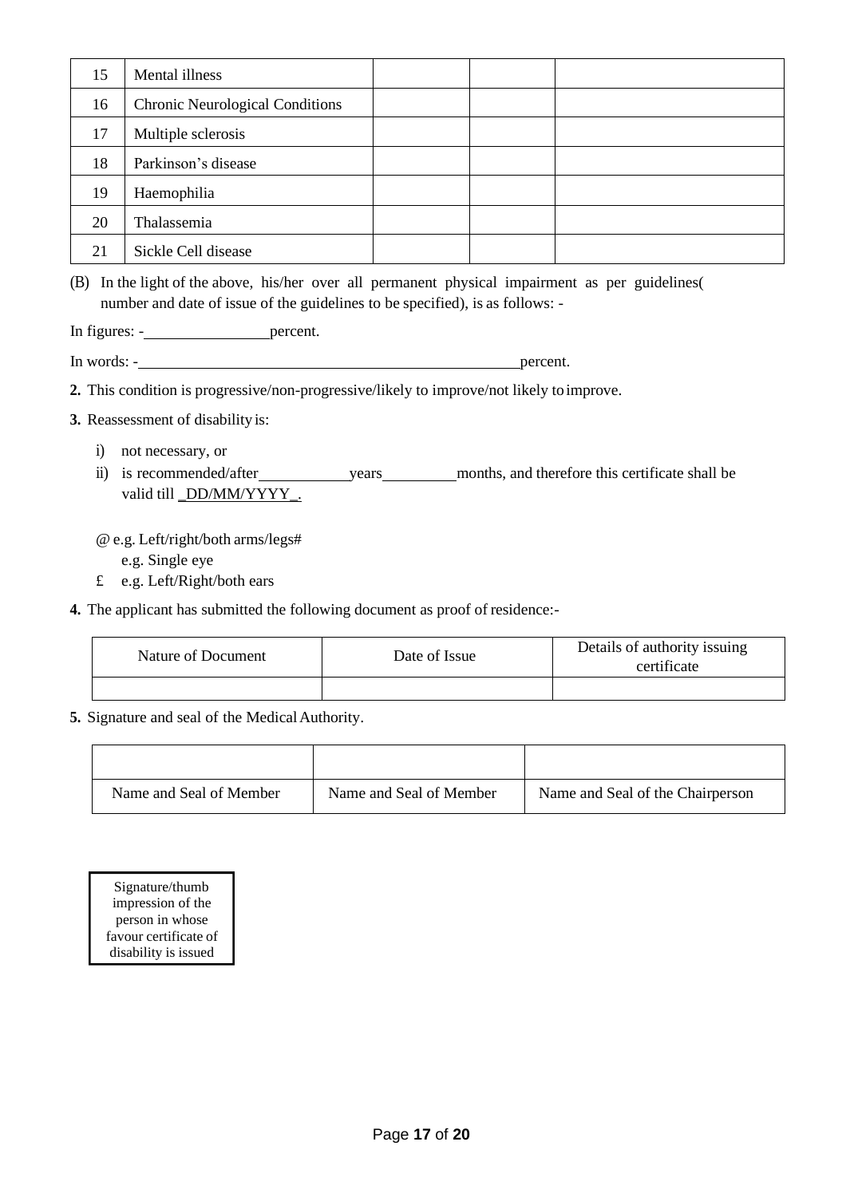| 15 | Mental illness | | | |
|---|---|---|---|---|
| 16 | Chronic Neurological Conditions | | | |
| 17 | Multiple sclerosis | | | |
| 18 | Parkinson's disease | | | |
| 19 | Haemophilia | | | |
| 20 | Thalassemia | | | |
| 21 | Sickle Cell disease | | | |

(B) In the light of the above, his/her over all permanent physical impairment as per guidelines( number and date of issue of the guidelines to be specified), is as follows: -

In figures: -________________percent.

In words: -__________________________________________________percent.

**2.** This condition is progressive/non-progressive/likely to improve/not likely to improve.

**3.** Reassessment of disability is:

i) not necessary, or

ii) is recommended/after____________years__________months, and therefore this certificate shall be valid till _DD/MM/YYYY_.

@ e.g. Left/right/both arms/legs#
e.g. Single eye
£ e.g. Left/Right/both ears

**4.** The applicant has submitted the following document as proof of residence:-

| Nature of Document | Date of Issue | Details of authority issuing certificate |
|---|---|---|
| | | |

**5.** Signature and seal of the Medical Authority.

| | | |
|---|---|---|
| Name and Seal of Member | Name and Seal of Member | Name and Seal of the Chairperson |

Signature/thumb impression of the person in whose favour certificate of disability is issued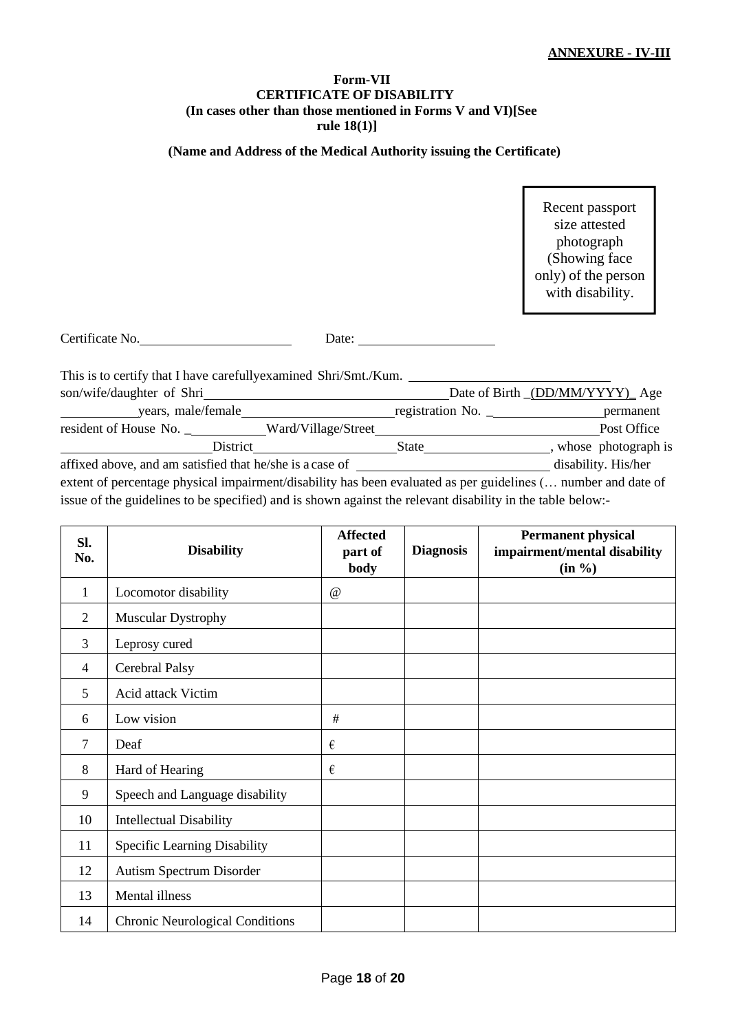**ANNEXURE - IV-III**

**Form-VII**
**CERTIFICATE OF DISABILITY**
**(In cases other than those mentioned in Forms V and VI)[See rule 18(1)]**

**(Name and Address of the Medical Authority issuing the Certificate)**

| Recent passport size attested photograph (Showing face only) of the person with disability. |
|---|

Certificate No.______________________ Date: ____________________

This is to certify that I have carefullyexamined Shri/Smt./Kum. ____________________________ son/wife/daughter of Shri____________________________________Date of Birth _(DD/MM/YYYY)_ Age __________years, male/female______________________registration No. _________________permanent resident of House No. ___________Ward/Village/Street_______________________________Post Office ____________________District____________________State__________________, whose photograph is affixed above, and am satisfied that he/she is a case of ____________________________ disability. His/her extent of percentage physical impairment/disability has been evaluated as per guidelines (… number and date of issue of the guidelines to be specified) and is shown against the relevant disability in the table below:-

| Sl. No. | Disability | Affected part of body | Diagnosis | Permanent physical impairment/mental disability (in %) |
|---|---|---|---|---|
| 1 | Locomotor disability | @ | | |
| 2 | Muscular Dystrophy | | | |
| 3 | Leprosy cured | | | |
| 4 | Cerebral Palsy | | | |
| 5 | Acid attack Victim | | | |
| 6 | Low vision | # | | |
| 7 | Deaf | € | | |
| 8 | Hard of Hearing | € | | |
| 9 | Speech and Language disability | | | |
| 10 | Intellectual Disability | | | |
| 11 | Specific Learning Disability | | | |
| 12 | Autism Spectrum Disorder | | | |
| 13 | Mental illness | | | |
| 14 | Chronic Neurological Conditions | | | |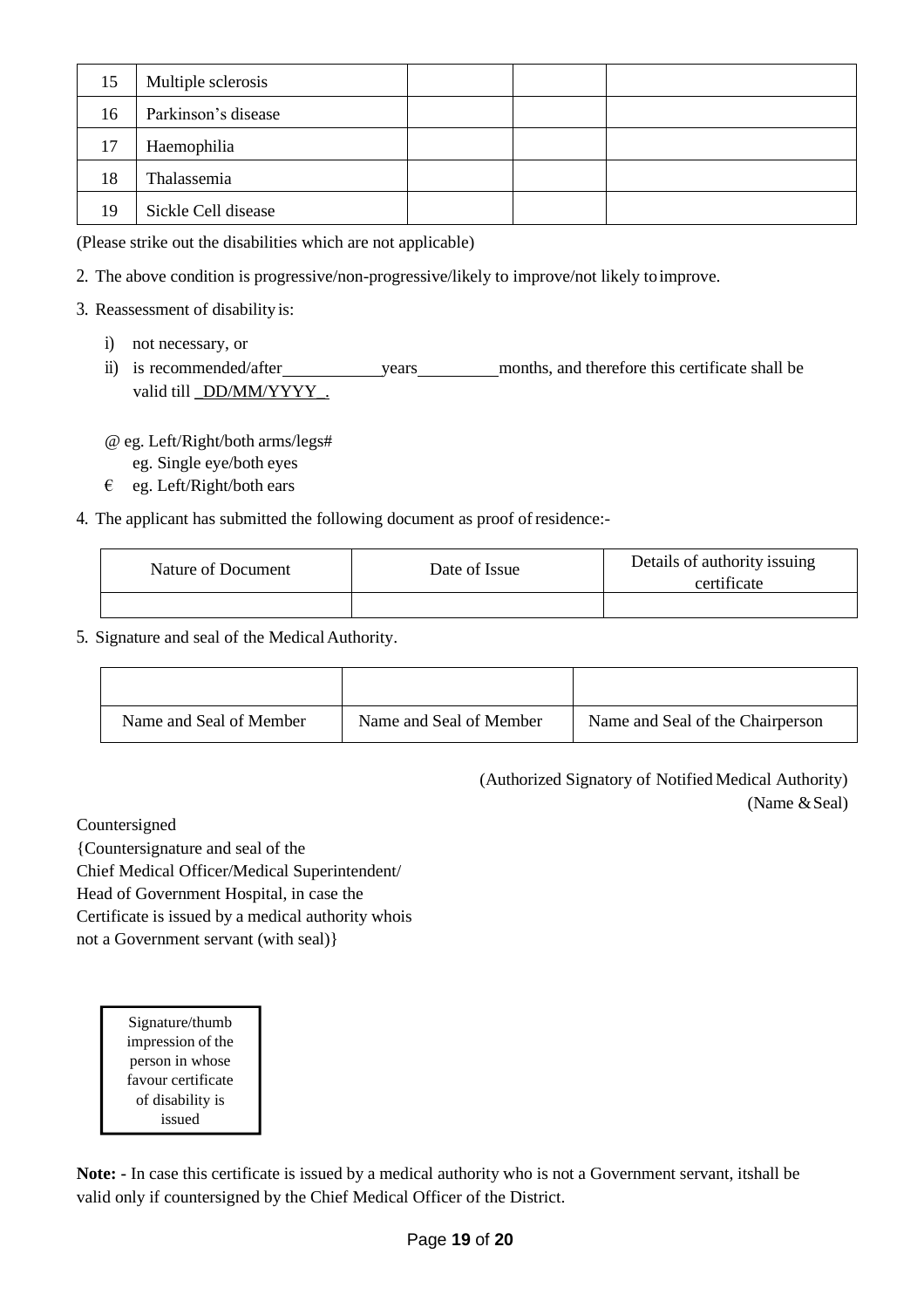| 15 | Multiple sclerosis | | | |
|---|---|---|---|---|
| 16 | Parkinson's disease | | | |
| 17 | Haemophilia | | | |
| 18 | Thalassemia | | | |
| 19 | Sickle Cell disease | | | |

(Please strike out the disabilities which are not applicable)

2. The above condition is progressive/non-progressive/likely to improve/not likely to improve.

3. Reassessment of disability is:

   i) not necessary, or
   
   ii) is recommended/after ___________ years _________ months, and therefore this certificate shall be valid till _DD/MM/YYYY_.

   @ eg. Left/Right/both arms/legs#
   
   eg. Single eye/both eyes
   
   € eg. Left/Right/both ears

4. The applicant has submitted the following document as proof of residence:-

| Nature of Document | Date of Issue | Details of authority issuing certificate |
|---|---|---|
| | | |

5. Signature and seal of the Medical Authority.

| | | |
|---|---|---|
| Name and Seal of Member | Name and Seal of Member | Name and Seal of the Chairperson |

(Authorized Signatory of Notified Medical Authority)
(Name & Seal)

Countersigned
{Countersignature and seal of the
Chief Medical Officer/Medical Superintendent/
Head of Government Hospital, in case the
Certificate is issued by a medical authority whois
not a Government servant (with seal)}

| Signature/thumb impression of the person in whose favour certificate of disability is issued |
|---|

**Note: -** In case this certificate is issued by a medical authority who is not a Government servant, itshall be valid only if countersigned by the Chief Medical Officer of the District.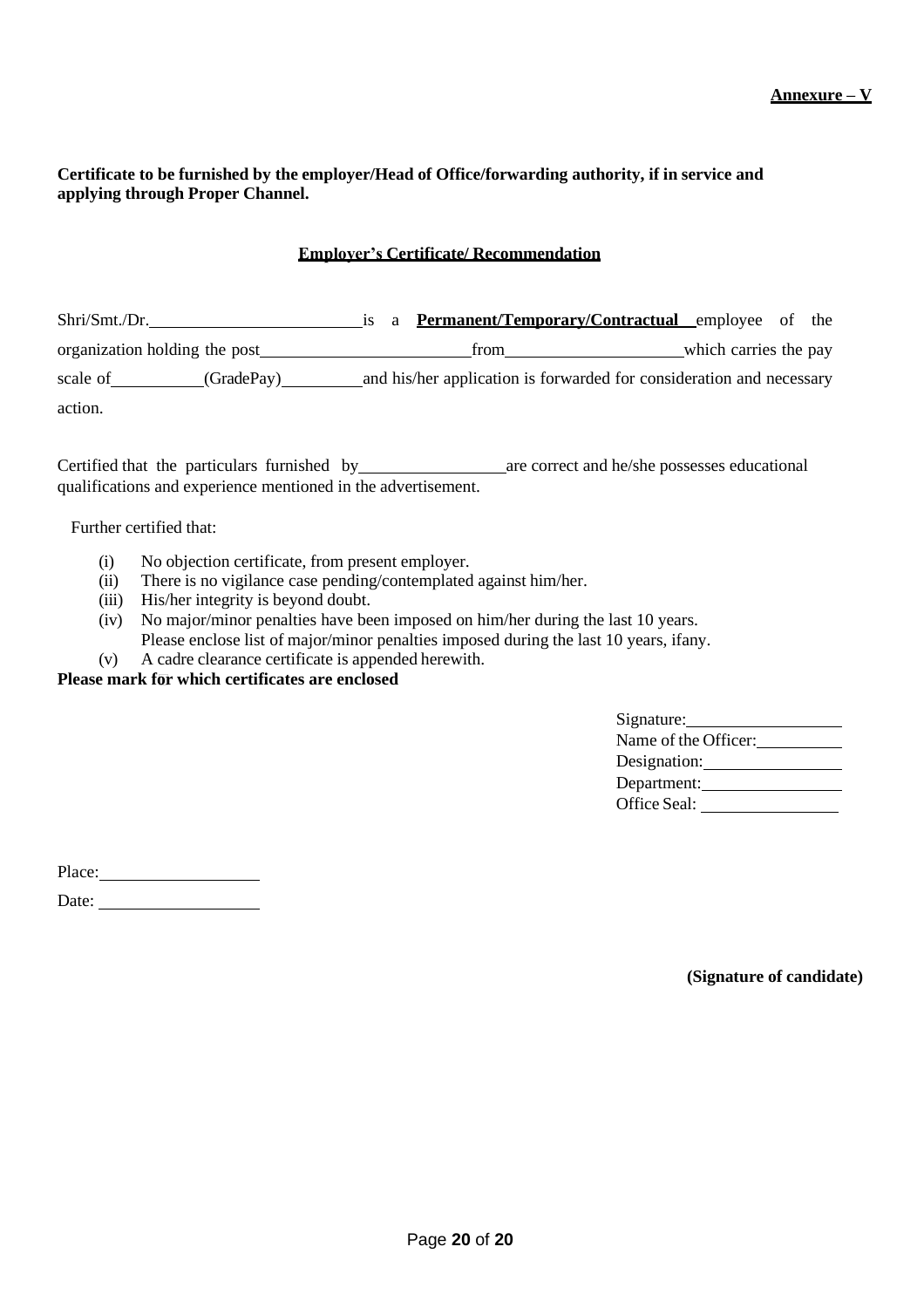**Annexure – V**

**Certificate to be furnished by the employer/Head of Office/forwarding authority, if in service and applying through Proper Channel.**

**Employer's Certificate/ Recommendation**

Shri/Smt./Dr.________________________ is a **Permanent/Temporary/Contractual** employee of the organization holding the post________________________from____________________which carries the pay scale of__________(GradePay)_________and his/her application is forwarded for consideration and necessary action.

Certified that the particulars furnished by_________________are correct and he/she possesses educational qualifications and experience mentioned in the advertisement.

Further certified that:

- (i) No objection certificate, from present employer.
- (ii) There is no vigilance case pending/contemplated against him/her.
- (iii) His/her integrity is beyond doubt.
- (iv) No major/minor penalties have been imposed on him/her during the last 10 years. Please enclose list of major/minor penalties imposed during the last 10 years, ifany.
- (v) A cadre clearance certificate is appended herewith.

**Please mark for which certificates are enclosed**

Signature:__________________

Name of the Officer:__________

Designation:________________

Department:________________

Office Seal: ________________

Place:___________________

Date: ___________________

**(Signature of candidate)**